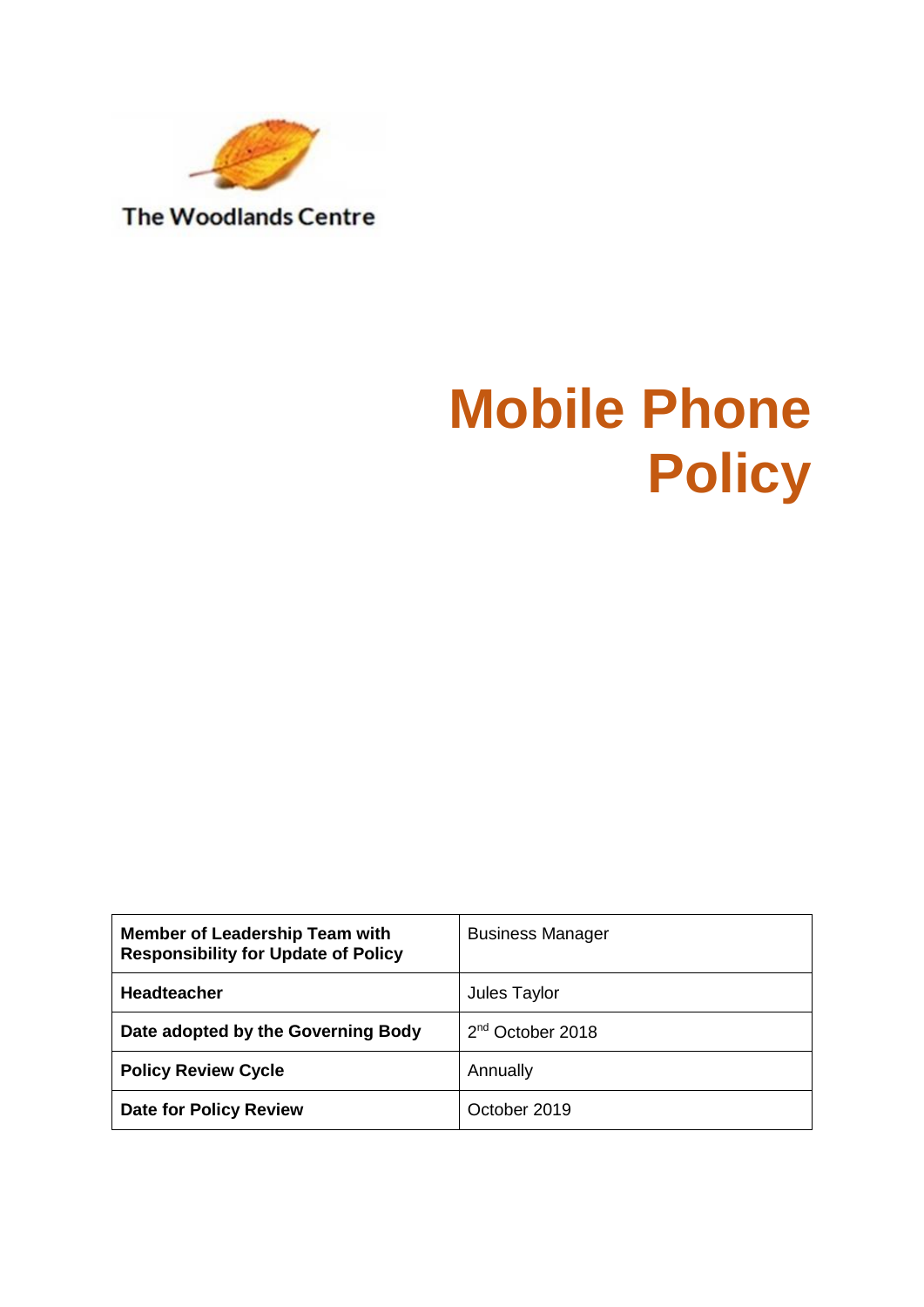The Woodlands Centre

# Mobile Phone Policy

| Member of Leadership Team with Responsibility for Update of Policy | Business Manager |
|---|---|
| **Headteacher** | Jules Taylor |
| **Date adopted by the Governing Body** | 2nd October 2018 |
| **Policy Review Cycle** | Annually |
| **Date for Policy Review** | October 2019 |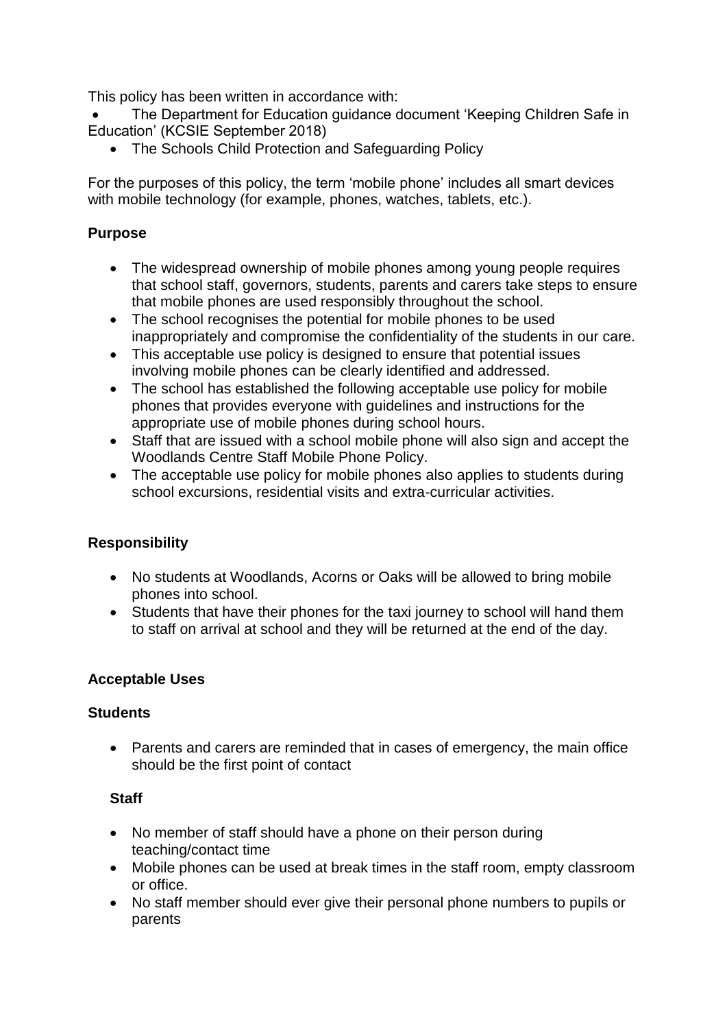This policy has been written in accordance with:

- The Department for Education guidance document 'Keeping Children Safe in Education' (KCSIE September 2018)
- The Schools Child Protection and Safeguarding Policy

For the purposes of this policy, the term 'mobile phone' includes all smart devices with mobile technology (for example, phones, watches, tablets, etc.).

**Purpose**

- The widespread ownership of mobile phones among young people requires that school staff, governors, students, parents and carers take steps to ensure that mobile phones are used responsibly throughout the school.
- The school recognises the potential for mobile phones to be used inappropriately and compromise the confidentiality of the students in our care.
- This acceptable use policy is designed to ensure that potential issues involving mobile phones can be clearly identified and addressed.
- The school has established the following acceptable use policy for mobile phones that provides everyone with guidelines and instructions for the appropriate use of mobile phones during school hours.
- Staff that are issued with a school mobile phone will also sign and accept the Woodlands Centre Staff Mobile Phone Policy.
- The acceptable use policy for mobile phones also applies to students during school excursions, residential visits and extra-curricular activities.

**Responsibility**

- No students at Woodlands, Acorns or Oaks will be allowed to bring mobile phones into school.
- Students that have their phones for the taxi journey to school will hand them to staff on arrival at school and they will be returned at the end of the day.

**Acceptable Uses**

**Students**

- Parents and carers are reminded that in cases of emergency, the main office should be the first point of contact

**Staff**

- No member of staff should have a phone on their person during teaching/contact time
- Mobile phones can be used at break times in the staff room, empty classroom or office.
- No staff member should ever give their personal phone numbers to pupils or parents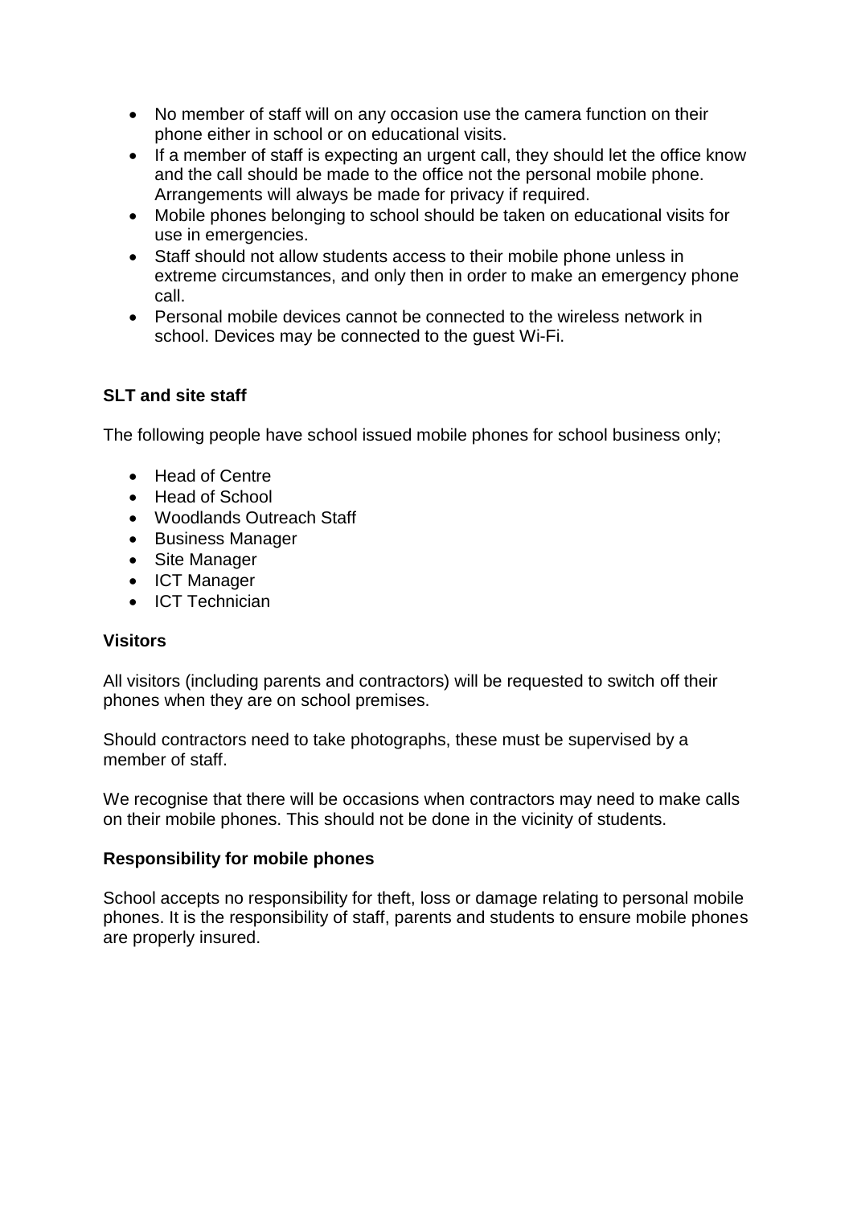- No member of staff will on any occasion use the camera function on their phone either in school or on educational visits.
- If a member of staff is expecting an urgent call, they should let the office know and the call should be made to the office not the personal mobile phone. Arrangements will always be made for privacy if required.
- Mobile phones belonging to school should be taken on educational visits for use in emergencies.
- Staff should not allow students access to their mobile phone unless in extreme circumstances, and only then in order to make an emergency phone call.
- Personal mobile devices cannot be connected to the wireless network in school. Devices may be connected to the guest Wi-Fi.

**SLT and site staff**

The following people have school issued mobile phones for school business only;

- Head of Centre
- Head of School
- Woodlands Outreach Staff
- Business Manager
- Site Manager
- ICT Manager
- ICT Technician

**Visitors**

All visitors (including parents and contractors) will be requested to switch off their phones when they are on school premises.

Should contractors need to take photographs, these must be supervised by a member of staff.

We recognise that there will be occasions when contractors may need to make calls on their mobile phones. This should not be done in the vicinity of students.

**Responsibility for mobile phones**

School accepts no responsibility for theft, loss or damage relating to personal mobile phones. It is the responsibility of staff, parents and students to ensure mobile phones are properly insured.